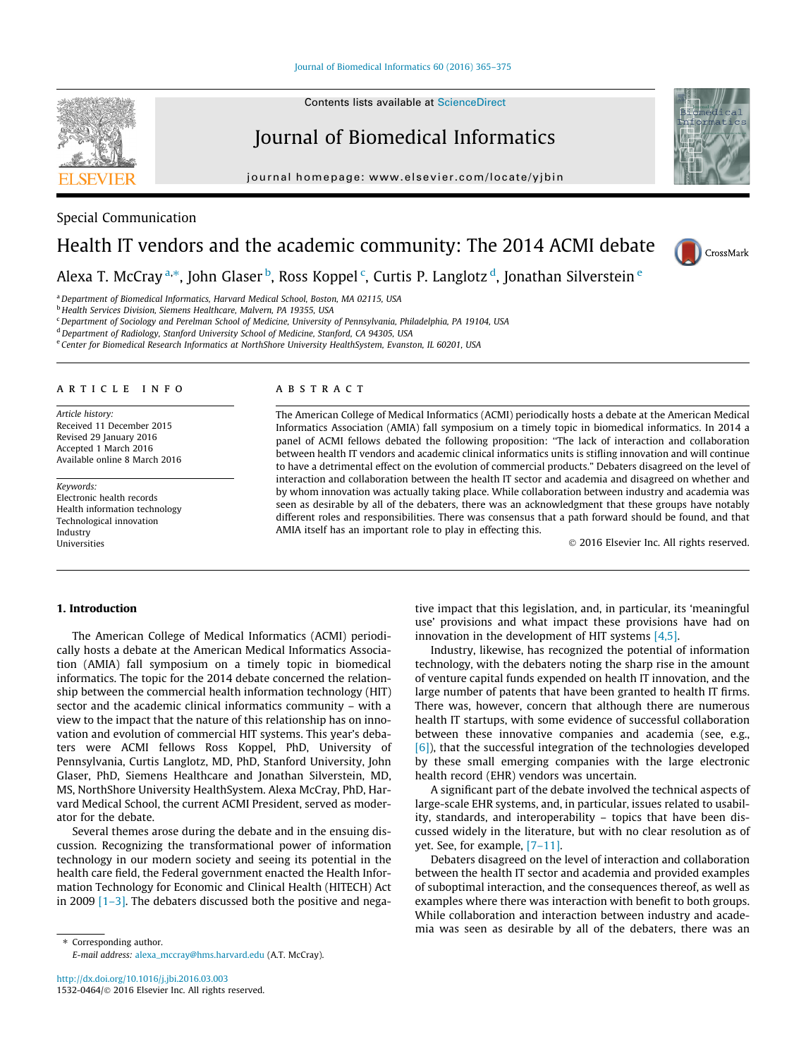Special Communication

# Health IT vendors and the academic community: The 2014 ACMI debate

Alexa T. McCray [a,*], John Glaser [b], Ross Koppel [c], Curtis P. Langlotz [d], Jonathan Silverstein [e]

[a] Department of Biomedical Informatics, Harvard Medical School, Boston, MA 02115, USA
[b] Health Services Division, Siemens Healthcare, Malvern, PA 19355, USA
[c] Department of Sociology and Perelman School of Medicine, University of Pennsylvania, Philadelphia, PA 19104, USA
[d] Department of Radiology, Stanford University School of Medicine, Stanford, CA 94305, USA
[e] Center for Biomedical Research Informatics at NorthShore University HealthSystem, Evanston, IL 60201, USA

## ARTICLE INFO

*Article history:*
Received 11 December 2015
Revised 29 January 2016
Accepted 1 March 2016
Available online 8 March 2016

*Keywords:*
Electronic health records
Health information technology
Technological innovation
Industry
Universities

## ABSTRACT

The American College of Medical Informatics (ACMI) periodically hosts a debate at the American Medical Informatics Association (AMIA) fall symposium on a timely topic in biomedical informatics. In 2014 a panel of ACMI fellows debated the following proposition: "The lack of interaction and collaboration between health IT vendors and academic clinical informatics units is stifling innovation and will continue to have a detrimental effect on the evolution of commercial products." Debaters disagreed on the level of interaction and collaboration between the health IT sector and academia and disagreed on whether and by whom innovation was actually taking place. While collaboration between industry and academia was seen as desirable by all of the debaters, there was an acknowledgment that these groups have notably different roles and responsibilities. There was consensus that a path forward should be found, and that AMIA itself has an important role to play in effecting this.

© 2016 Elsevier Inc. All rights reserved.

## 1. Introduction

The American College of Medical Informatics (ACMI) periodically hosts a debate at the American Medical Informatics Association (AMIA) fall symposium on a timely topic in biomedical informatics. The topic for the 2014 debate concerned the relationship between the commercial health information technology (HIT) sector and the academic clinical informatics community – with a view to the impact that the nature of this relationship has on innovation and evolution of commercial HIT systems. This year's debaters were ACMI fellows Ross Koppel, PhD, University of Pennsylvania, Curtis Langlotz, MD, PhD, Stanford University, John Glaser, PhD, Siemens Healthcare and Jonathan Silverstein, MD, MS, NorthShore University HealthSystem. Alexa McCray, PhD, Harvard Medical School, the current ACMI President, served as moderator for the debate.

Several themes arose during the debate and in the ensuing discussion. Recognizing the transformational power of information technology in our modern society and seeing its potential in the health care field, the Federal government enacted the Health Information Technology for Economic and Clinical Health (HITECH) Act in 2009 [1–3]. The debaters discussed both the positive and negative impact that this legislation, and, in particular, its 'meaningful use' provisions and what impact these provisions have had on innovation in the development of HIT systems [4,5].

Industry, likewise, has recognized the potential of information technology, with the debaters noting the sharp rise in the amount of venture capital funds expended on health IT innovation, and the large number of patents that have been granted to health IT firms. There was, however, concern that although there are numerous health IT startups, with some evidence of successful collaboration between these innovative companies and academia (see, e.g., [6]), that the successful integration of the technologies developed by these small emerging companies with the large electronic health record (EHR) vendors was uncertain.

A significant part of the debate involved the technical aspects of large-scale EHR systems, and, in particular, issues related to usability, standards, and interoperability – topics that have been discussed widely in the literature, but with no clear resolution as of yet. See, for example, [7–11].

Debaters disagreed on the level of interaction and collaboration between the health IT sector and academia and provided examples of suboptimal interaction, and the consequences thereof, as well as examples where there was interaction with benefit to both groups. While collaboration and interaction between industry and academia was seen as desirable by all of the debaters, there was an

\* Corresponding author.
*E-mail address:* alexa_mccray@hms.harvard.edu (A.T. McCray).

http://dx.doi.org/10.1016/j.jbi.2016.03.003
1532-0464/© 2016 Elsevier Inc. All rights reserved.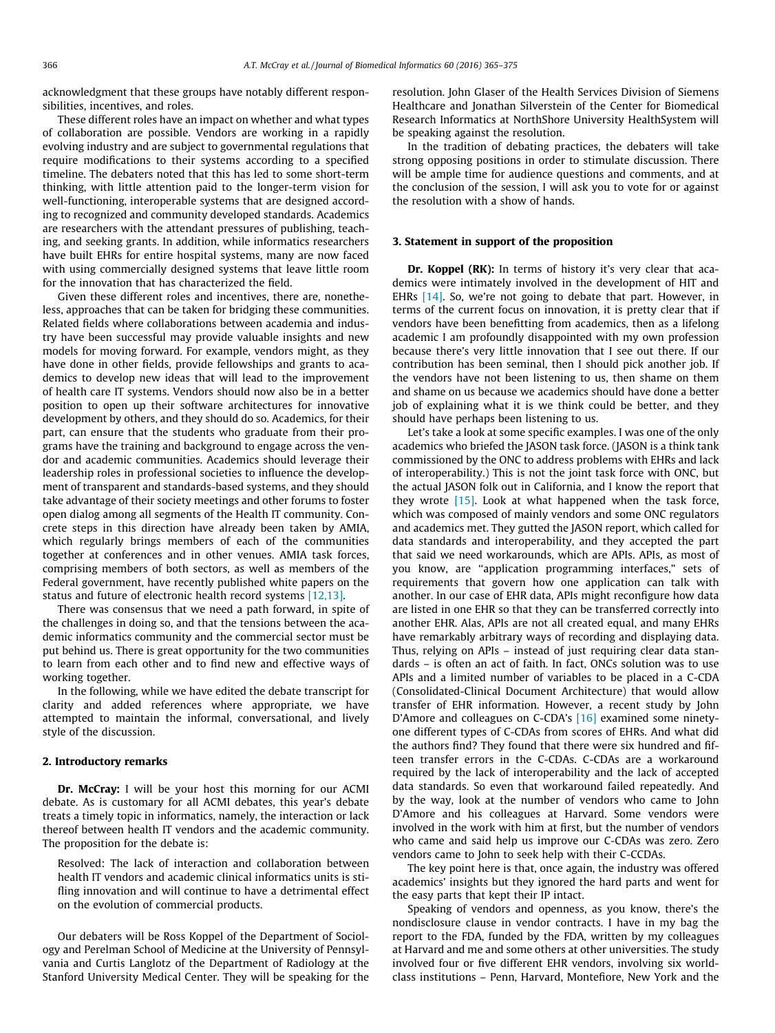acknowledgment that these groups have notably different responsibilities, incentives, and roles.

These different roles have an impact on whether and what types of collaboration are possible. Vendors are working in a rapidly evolving industry and are subject to governmental regulations that require modifications to their systems according to a specified timeline. The debaters noted that this has led to some short-term thinking, with little attention paid to the longer-term vision for well-functioning, interoperable systems that are designed according to recognized and community developed standards. Academics are researchers with the attendant pressures of publishing, teaching, and seeking grants. In addition, while informatics researchers have built EHRs for entire hospital systems, many are now faced with using commercially designed systems that leave little room for the innovation that has characterized the field.

Given these different roles and incentives, there are, nonetheless, approaches that can be taken for bridging these communities. Related fields where collaborations between academia and industry have been successful may provide valuable insights and new models for moving forward. For example, vendors might, as they have done in other fields, provide fellowships and grants to academics to develop new ideas that will lead to the improvement of health care IT systems. Vendors should now also be in a better position to open up their software architectures for innovative development by others, and they should do so. Academics, for their part, can ensure that the students who graduate from their programs have the training and background to engage across the vendor and academic communities. Academics should leverage their leadership roles in professional societies to influence the development of transparent and standards-based systems, and they should take advantage of their society meetings and other forums to foster open dialog among all segments of the Health IT community. Concrete steps in this direction have already been taken by AMIA, which regularly brings members of each of the communities together at conferences and in other venues. AMIA task forces, comprising members of both sectors, as well as members of the Federal government, have recently published white papers on the status and future of electronic health record systems [12,13].

There was consensus that we need a path forward, in spite of the challenges in doing so, and that the tensions between the academic informatics community and the commercial sector must be put behind us. There is great opportunity for the two communities to learn from each other and to find new and effective ways of working together.

In the following, while we have edited the debate transcript for clarity and added references where appropriate, we have attempted to maintain the informal, conversational, and lively style of the discussion.

## 2. Introductory remarks

**Dr. McCray:** I will be your host this morning for our ACMI debate. As is customary for all ACMI debates, this year's debate treats a timely topic in informatics, namely, the interaction or lack thereof between health IT vendors and the academic community. The proposition for the debate is:

> Resolved: The lack of interaction and collaboration between health IT vendors and academic clinical informatics units is stifling innovation and will continue to have a detrimental effect on the evolution of commercial products.

Our debaters will be Ross Koppel of the Department of Sociology and Perelman School of Medicine at the University of Pennsylvania and Curtis Langlotz of the Department of Radiology at the Stanford University Medical Center. They will be speaking for the resolution. John Glaser of the Health Services Division of Siemens Healthcare and Jonathan Silverstein of the Center for Biomedical Research Informatics at NorthShore University HealthSystem will be speaking against the resolution.

In the tradition of debating practices, the debaters will take strong opposing positions in order to stimulate discussion. There will be ample time for audience questions and comments, and at the conclusion of the session, I will ask you to vote for or against the resolution with a show of hands.

## 3. Statement in support of the proposition

**Dr. Koppel (RK):** In terms of history it's very clear that academics were intimately involved in the development of HIT and EHRs [14]. So, we're not going to debate that part. However, in terms of the current focus on innovation, it is pretty clear that if vendors have been benefitting from academics, then as a lifelong academic I am profoundly disappointed with my own profession because there's very little innovation that I see out there. If our contribution has been seminal, then I should pick another job. If the vendors have not been listening to us, then shame on them and shame on us because we academics should have done a better job of explaining what it is we think could be better, and they should have perhaps been listening to us.

Let's take a look at some specific examples. I was one of the only academics who briefed the JASON task force. (JASON is a think tank commissioned by the ONC to address problems with EHRs and lack of interoperability.) This is not the joint task force with ONC, but the actual JASON folk out in California, and I know the report that they wrote [15]. Look at what happened when the task force, which was composed of mainly vendors and some ONC regulators and academics met. They gutted the JASON report, which called for data standards and interoperability, and they accepted the part that said we need workarounds, which are APIs. APIs, as most of you know, are "application programming interfaces," sets of requirements that govern how one application can talk with another. In our case of EHR data, APIs might reconfigure how data are listed in one EHR so that they can be transferred correctly into another EHR. Alas, APIs are not all created equal, and many EHRs have remarkably arbitrary ways of recording and displaying data. Thus, relying on APIs – instead of just requiring clear data standards – is often an act of faith. In fact, ONCs solution was to use APIs and a limited number of variables to be placed in a C-CDA (Consolidated-Clinical Document Architecture) that would allow transfer of EHR information. However, a recent study by John D'Amore and colleagues on C-CDA's [16] examined some ninety-one different types of C-CDAs from scores of EHRs. And what did the authors find? They found that there were six hundred and fifteen transfer errors in the C-CDAs. C-CDAs are a workaround required by the lack of interoperability and the lack of accepted data standards. So even that workaround failed repeatedly. And by the way, look at the number of vendors who came to John D'Amore and his colleagues at Harvard. Some vendors were involved in the work with him at first, but the number of vendors who came and said help us improve our C-CDAs was zero. Zero vendors came to John to seek help with their C-CCDAs.

The key point here is that, once again, the industry was offered academics' insights but they ignored the hard parts and went for the easy parts that kept their IP intact.

Speaking of vendors and openness, as you know, there's the nondisclosure clause in vendor contracts. I have in my bag the report to the FDA, funded by the FDA, written by my colleagues at Harvard and me and some others at other universities. The study involved four or five different EHR vendors, involving six world-class institutions – Penn, Harvard, Montefiore, New York and the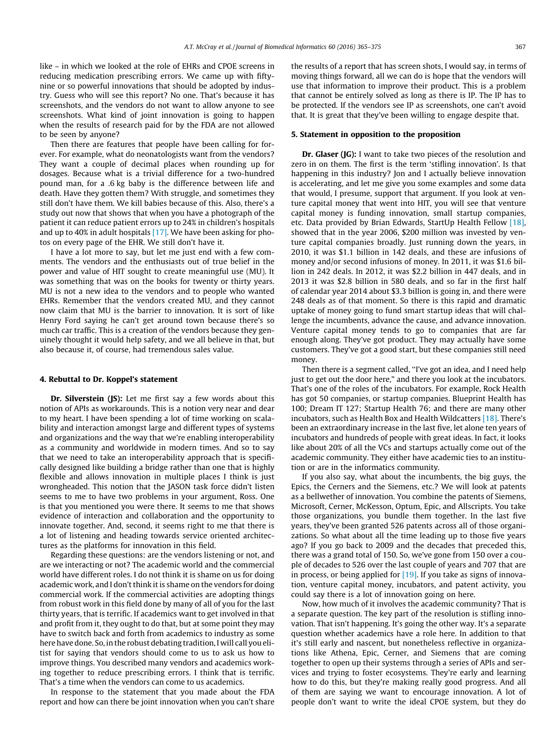like – in which we looked at the role of EHRs and CPOE screens in reducing medication prescribing errors. We came up with fifty-nine or so powerful innovations that should be adopted by industry. Guess who will see this report? No one. That's because it has screenshots, and the vendors do not want to allow anyone to see screenshots. What kind of joint innovation is going to happen when the results of research paid for by the FDA are not allowed to be seen by anyone?

Then there are features that people have been calling for forever. For example, what do neonatologists want from the vendors? They want a couple of decimal places when rounding up for dosages. Because what is a trivial difference for a two-hundred pound man, for a .6 kg baby is the difference between life and death. Have they gotten them? With struggle, and sometimes they still don't have them. We kill babies because of this. Also, there's a study out now that shows that when you have a photograph of the patient it can reduce patient errors up to 24% in children's hospitals and up to 40% in adult hospitals [17]. We have been asking for photos on every page of the EHR. We still don't have it.

I have a lot more to say, but let me just end with a few comments. The vendors and the enthusiasts out of true belief in the power and value of HIT sought to create meaningful use (MU). It was something that was on the books for twenty or thirty years. MU is not a new idea to the vendors and to people who wanted EHRs. Remember that the vendors created MU, and they cannot now claim that MU is the barrier to innovation. It is sort of like Henry Ford saying he can't get around town because there's so much car traffic. This is a creation of the vendors because they genuinely thought it would help safety, and we all believe in that, but also because it, of course, had tremendous sales value.

## 4. Rebuttal to Dr. Koppel's statement

**Dr. Silverstein (JS):** Let me first say a few words about this notion of APIs as workarounds. This is a notion very near and dear to my heart. I have been spending a lot of time working on scalability and interaction amongst large and different types of systems and organizations and the way that we're enabling interoperability as a community and worldwide in modern times. And so to say that we need to take an interoperability approach that is specifically designed like building a bridge rather than one that is highly flexible and allows innovation in multiple places I think is just wrongheaded. This notion that the JASON task force didn't listen seems to me to have two problems in your argument, Ross. One is that you mentioned you were there. It seems to me that shows evidence of interaction and collaboration and the opportunity to innovate together. And, second, it seems right to me that there is a lot of listening and heading towards service oriented architectures as the platforms for innovation in this field.

Regarding these questions: are the vendors listening or not, and are we interacting or not? The academic world and the commercial world have different roles. I do not think it is shame on us for doing academic work, and I don't think it is shame on the vendors for doing commercial work. If the commercial activities are adopting things from robust work in this field done by many of all of you for the last thirty years, that is terrific. If academics want to get involved in that and profit from it, they ought to do that, but at some point they may have to switch back and forth from academics to industry as some here have done. So, in the robust debating tradition, I will call you elitist for saying that vendors should come to us to ask us how to improve things. You described many vendors and academics working together to reduce prescribing errors. I think that is terrific. That's a time when the vendors can come to us academics.

In response to the statement that you made about the FDA report and how can there be joint innovation when you can't share the results of a report that has screen shots, I would say, in terms of moving things forward, all we can do is hope that the vendors will use that information to improve their product. This is a problem that cannot be entirely solved as long as there is IP. The IP has to be protected. If the vendors see IP as screenshots, one can't avoid that. It is great that they've been willing to engage despite that.

## 5. Statement in opposition to the proposition

**Dr. Glaser (JG):** I want to take two pieces of the resolution and zero in on them. The first is the term 'stifling innovation'. Is that happening in this industry? Jon and I actually believe innovation is accelerating, and let me give you some examples and some data that would, I presume, support that argument. If you look at venture capital money that went into HIT, you will see that venture capital money is funding innovation, small startup companies, etc. Data provided by Brian Edwards, StartUp Health Fellow [18], showed that in the year 2006, $200 million was invested by venture capital companies broadly. Just running down the years, in 2010, it was $1.1 billion in 142 deals, and these are infusions of money and/or second infusions of money. In 2011, it was $1.6 billion in 242 deals. In 2012, it was $2.2 billion in 447 deals, and in 2013 it was $2.8 billion in 580 deals, and so far in the first half of calendar year 2014 about $3.3 billion is going in, and there were 248 deals as of that moment. So there is this rapid and dramatic uptake of money going to fund smart startup ideas that will challenge the incumbents, advance the cause, and advance innovation. Venture capital money tends to go to companies that are far enough along. They've got product. They may actually have some customers. They've got a good start, but these companies still need money.

Then there is a segment called, ''I've got an idea, and I need help just to get out the door here,'' and there you look at the incubators. That's one of the roles of the incubators. For example, Rock Health has got 50 companies, or startup companies. Blueprint Health has 100; Dream IT 127; Startup Health 76; and there are many other incubators, such as Health Box and Health Wildcatters [18]. There's been an extraordinary increase in the last five, let alone ten years of incubators and hundreds of people with great ideas. In fact, it looks like about 20% of all the VCs and startups actually come out of the academic community. They either have academic ties to an institution or are in the informatics community.

If you also say, what about the incumbents, the big guys, the Epics, the Cerners and the Siemens, etc.? We will look at patents as a bellwether of innovation. You combine the patents of Siemens, Microsoft, Cerner, McKesson, Optum, Epic, and Allscripts. You take those organizations, you bundle them together. In the last five years, they've been granted 526 patents across all of those organizations. So what about all the time leading up to those five years ago? If you go back to 2009 and the decades that preceded this, there was a grand total of 150. So, we've gone from 150 over a couple of decades to 526 over the last couple of years and 707 that are in process, or being applied for [19]. If you take as signs of innovation, venture capital money, incubators, and patent activity, you could say there is a lot of innovation going on here.

Now, how much of it involves the academic community? That is a separate question. The key part of the resolution is stifling innovation. That isn't happening. It's going the other way. It's a separate question whether academics have a role here. In addition to that it's still early and nascent, but nonetheless reflective in organizations like Athena, Epic, Cerner, and Siemens that are coming together to open up their systems through a series of APIs and services and trying to foster ecosystems. They're early and learning how to do this, but they're making really good progress. And all of them are saying we want to encourage innovation. A lot of people don't want to write the ideal CPOE system, but they do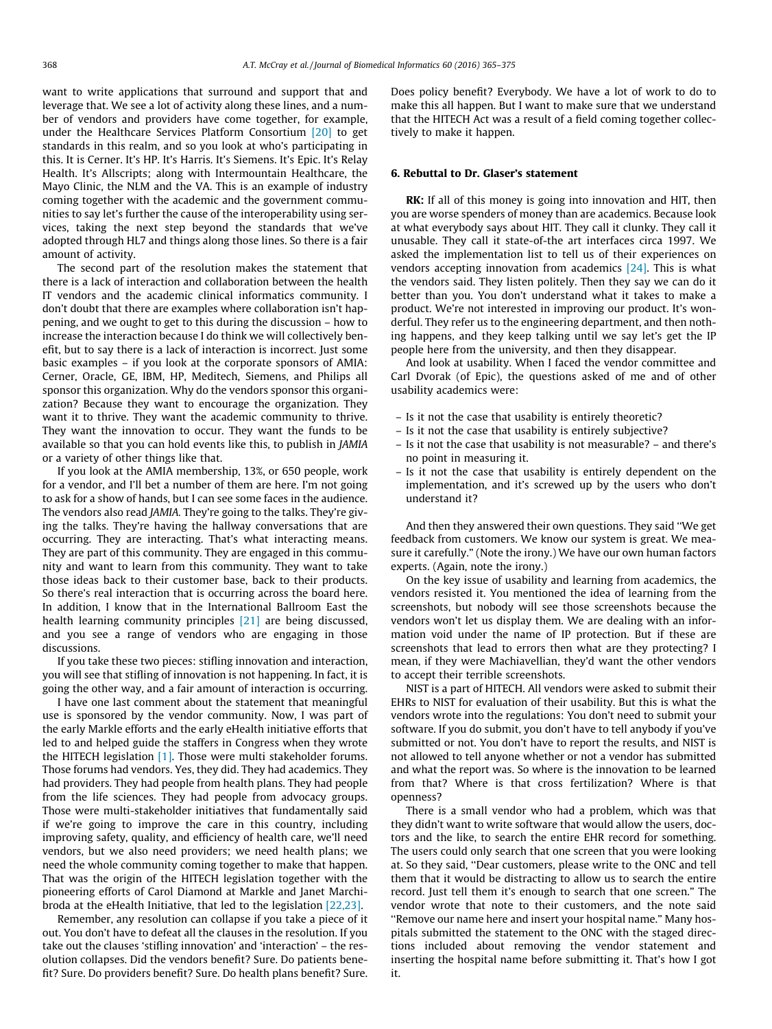want to write applications that surround and support that and leverage that. We see a lot of activity along these lines, and a number of vendors and providers have come together, for example, under the Healthcare Services Platform Consortium [20] to get standards in this realm, and so you look at who's participating in this. It is Cerner. It's HP. It's Harris. It's Siemens. It's Epic. It's Relay Health. It's Allscripts; along with Intermountain Healthcare, the Mayo Clinic, the NLM and the VA. This is an example of industry coming together with the academic and the government communities to say let's further the cause of the interoperability using services, taking the next step beyond the standards that we've adopted through HL7 and things along those lines. So there is a fair amount of activity.

The second part of the resolution makes the statement that there is a lack of interaction and collaboration between the health IT vendors and the academic clinical informatics community. I don't doubt that there are examples where collaboration isn't happening, and we ought to get to this during the discussion – how to increase the interaction because I do think we will collectively benefit, but to say there is a lack of interaction is incorrect. Just some basic examples – if you look at the corporate sponsors of AMIA: Cerner, Oracle, GE, IBM, HP, Meditech, Siemens, and Philips all sponsor this organization. Why do the vendors sponsor this organization? Because they want to encourage the organization. They want it to thrive. They want the academic community to thrive. They want the innovation to occur. They want the funds to be available so that you can hold events like this, to publish in *JAMIA* or a variety of other things like that.

If you look at the AMIA membership, 13%, or 650 people, work for a vendor, and I'll bet a number of them are here. I'm not going to ask for a show of hands, but I can see some faces in the audience. The vendors also read *JAMIA*. They're going to the talks. They're giving the talks. They're having the hallway conversations that are occurring. They are interacting. That's what interacting means. They are part of this community. They are engaged in this community and want to learn from this community. They want to take those ideas back to their customer base, back to their products. So there's real interaction that is occurring across the board here. In addition, I know that in the International Ballroom East the health learning community principles [21] are being discussed, and you see a range of vendors who are engaging in those discussions.

If you take these two pieces: stifling innovation and interaction, you will see that stifling of innovation is not happening. In fact, it is going the other way, and a fair amount of interaction is occurring.

I have one last comment about the statement that meaningful use is sponsored by the vendor community. Now, I was part of the early Markle efforts and the early eHealth initiative efforts that led to and helped guide the staffers in Congress when they wrote the HITECH legislation [1]. Those were multi stakeholder forums. Those forums had vendors. Yes, they did. They had academics. They had providers. They had people from health plans. They had people from the life sciences. They had people from advocacy groups. Those were multi-stakeholder initiatives that fundamentally said if we're going to improve the care in this country, including improving safety, quality, and efficiency of health care, we'll need vendors, but we also need providers; we need health plans; we need the whole community coming together to make that happen. That was the origin of the HITECH legislation together with the pioneering efforts of Carol Diamond at Markle and Janet Marchibroda at the eHealth Initiative, that led to the legislation [22,23].

Remember, any resolution can collapse if you take a piece of it out. You don't have to defeat all the clauses in the resolution. If you take out the clauses 'stifling innovation' and 'interaction' – the resolution collapses. Did the vendors benefit? Sure. Do patients benefit? Sure. Do providers benefit? Sure. Do health plans benefit? Sure. Does policy benefit? Everybody. We have a lot of work to do to make this all happen. But I want to make sure that we understand that the HITECH Act was a result of a field coming together collectively to make it happen.

## 6. Rebuttal to Dr. Glaser's statement

**RK:** If all of this money is going into innovation and HIT, then you are worse spenders of money than are academics. Because look at what everybody says about HIT. They call it clunky. They call it unusable. They call it state-of-the art interfaces circa 1997. We asked the implementation list to tell us of their experiences on vendors accepting innovation from academics [24]. This is what the vendors said. They listen politely. Then they say we can do it better than you. You don't understand what it takes to make a product. We're not interested in improving our product. It's wonderful. They refer us to the engineering department, and then nothing happens, and they keep talking until we say let's get the IP people here from the university, and then they disappear.

And look at usability. When I faced the vendor committee and Carl Dvorak (of Epic), the questions asked of me and of other usability academics were:

- Is it not the case that usability is entirely theoretic?
- Is it not the case that usability is entirely subjective?
- Is it not the case that usability is not measurable? – and there's no point in measuring it.
- Is it not the case that usability is entirely dependent on the implementation, and it's screwed up by the users who don't understand it?

And then they answered their own questions. They said "We get feedback from customers. We know our system is great. We measure it carefully." (Note the irony.) We have our own human factors experts. (Again, note the irony.)

On the key issue of usability and learning from academics, the vendors resisted it. You mentioned the idea of learning from the screenshots, but nobody will see those screenshots because the vendors won't let us display them. We are dealing with an information void under the name of IP protection. But if these are screenshots that lead to errors then what are they protecting? I mean, if they were Machiavellian, they'd want the other vendors to accept their terrible screenshots.

NIST is a part of HITECH. All vendors were asked to submit their EHRs to NIST for evaluation of their usability. But this is what the vendors wrote into the regulations: You don't need to submit your software. If you do submit, you don't have to tell anybody if you've submitted or not. You don't have to report the results, and NIST is not allowed to tell anyone whether or not a vendor has submitted and what the report was. So where is the innovation to be learned from that? Where is that cross fertilization? Where is that openness?

There is a small vendor who had a problem, which was that they didn't want to write software that would allow the users, doctors and the like, to search the entire EHR record for something. The users could only search that one screen that you were looking at. So they said, "Dear customers, please write to the ONC and tell them that it would be distracting to allow us to search the entire record. Just tell them it's enough to search that one screen." The vendor wrote that note to their customers, and the note said "Remove our name here and insert your hospital name." Many hospitals submitted the statement to the ONC with the staged directions included about removing the vendor statement and inserting the hospital name before submitting it. That's how I got it.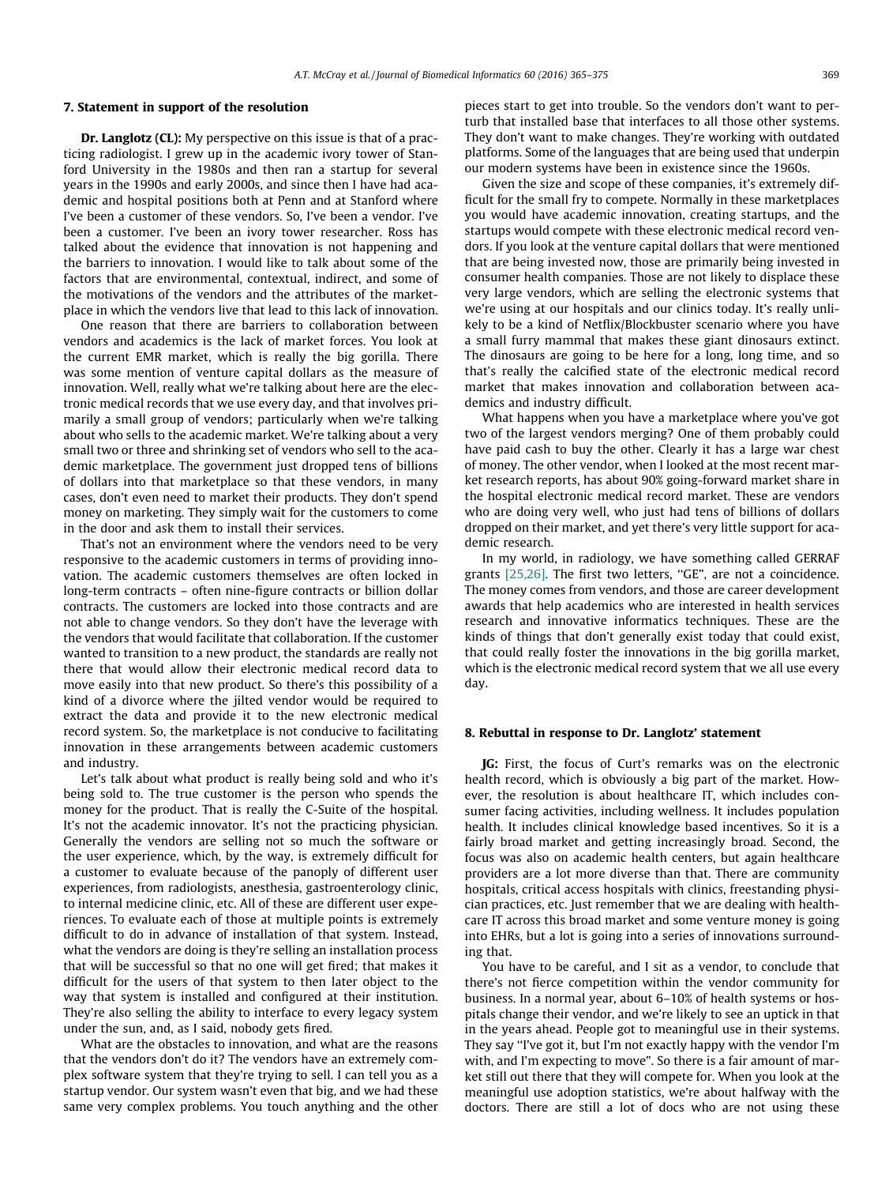## 7. Statement in support of the resolution

**Dr. Langlotz (CL):** My perspective on this issue is that of a practicing radiologist. I grew up in the academic ivory tower of Stanford University in the 1980s and then ran a startup for several years in the 1990s and early 2000s, and since then I have had academic and hospital positions both at Penn and at Stanford where I've been a customer of these vendors. So, I've been a vendor. I've been a customer. I've been an ivory tower researcher. Ross has talked about the evidence that innovation is not happening and the barriers to innovation. I would like to talk about some of the factors that are environmental, contextual, indirect, and some of the motivations of the vendors and the attributes of the marketplace in which the vendors live that lead to this lack of innovation.

One reason that there are barriers to collaboration between vendors and academics is the lack of market forces. You look at the current EMR market, which is really the big gorilla. There was some mention of venture capital dollars as the measure of innovation. Well, really what we're talking about here are the electronic medical records that we use every day, and that involves primarily a small group of vendors; particularly when we're talking about who sells to the academic market. We're talking about a very small two or three and shrinking set of vendors who sell to the academic marketplace. The government just dropped tens of billions of dollars into that marketplace so that these vendors, in many cases, don't even need to market their products. They don't spend money on marketing. They simply wait for the customers to come in the door and ask them to install their services.

That's not an environment where the vendors need to be very responsive to the academic customers in terms of providing innovation. The academic customers themselves are often locked in long-term contracts – often nine-figure contracts or billion dollar contracts. The customers are locked into those contracts and are not able to change vendors. So they don't have the leverage with the vendors that would facilitate that collaboration. If the customer wanted to transition to a new product, the standards are really not there that would allow their electronic medical record data to move easily into that new product. So there's this possibility of a kind of a divorce where the jilted vendor would be required to extract the data and provide it to the new electronic medical record system. So, the marketplace is not conducive to facilitating innovation in these arrangements between academic customers and industry.

Let's talk about what product is really being sold and who it's being sold to. The true customer is the person who spends the money for the product. That is really the C-Suite of the hospital. It's not the academic innovator. It's not the practicing physician. Generally the vendors are selling not so much the software or the user experience, which, by the way, is extremely difficult for a customer to evaluate because of the panoply of different user experiences, from radiologists, anesthesia, gastroenterology clinic, to internal medicine clinic, etc. All of these are different user experiences. To evaluate each of those at multiple points is extremely difficult to do in advance of installation of that system. Instead, what the vendors are doing is they're selling an installation process that will be successful so that no one will get fired; that makes it difficult for the users of that system to then later object to the way that system is installed and configured at their institution. They're also selling the ability to interface to every legacy system under the sun, and, as I said, nobody gets fired.

What are the obstacles to innovation, and what are the reasons that the vendors don't do it? The vendors have an extremely complex software system that they're trying to sell. I can tell you as a startup vendor. Our system wasn't even that big, and we had these same very complex problems. You touch anything and the other pieces start to get into trouble. So the vendors don't want to perturb that installed base that interfaces to all those other systems. They don't want to make changes. They're working with outdated platforms. Some of the languages that are being used that underpin our modern systems have been in existence since the 1960s.

Given the size and scope of these companies, it's extremely difficult for the small fry to compete. Normally in these marketplaces you would have academic innovation, creating startups, and the startups would compete with these electronic medical record vendors. If you look at the venture capital dollars that were mentioned that are being invested now, those are primarily being invested in consumer health companies. Those are not likely to displace these very large vendors, which are selling the electronic systems that we're using at our hospitals and our clinics today. It's really unlikely to be a kind of Netflix/Blockbuster scenario where you have a small furry mammal that makes these giant dinosaurs extinct. The dinosaurs are going to be here for a long, long time, and so that's really the calcified state of the electronic medical record market that makes innovation and collaboration between academics and industry difficult.

What happens when you have a marketplace where you've got two of the largest vendors merging? One of them probably could have paid cash to buy the other. Clearly it has a large war chest of money. The other vendor, when I looked at the most recent market research reports, has about 90% going-forward market share in the hospital electronic medical record market. These are vendors who are doing very well, who just had tens of billions of dollars dropped on their market, and yet there's very little support for academic research.

In my world, in radiology, we have something called GERRAF grants [25,26]. The first two letters, "GE", are not a coincidence. The money comes from vendors, and those are career development awards that help academics who are interested in health services research and innovative informatics techniques. These are the kinds of things that don't generally exist today that could exist, that could really foster the innovations in the big gorilla market, which is the electronic medical record system that we all use every day.

## 8. Rebuttal in response to Dr. Langlotz' statement

**JG:** First, the focus of Curt's remarks was on the electronic health record, which is obviously a big part of the market. However, the resolution is about healthcare IT, which includes consumer facing activities, including wellness. It includes population health. It includes clinical knowledge based incentives. So it is a fairly broad market and getting increasingly broad. Second, the focus was also on academic health centers, but again healthcare providers are a lot more diverse than that. There are community hospitals, critical access hospitals with clinics, freestanding physician practices, etc. Just remember that we are dealing with healthcare IT across this broad market and some venture money is going into EHRs, but a lot is going into a series of innovations surrounding that.

You have to be careful, and I sit as a vendor, to conclude that there's not fierce competition within the vendor community for business. In a normal year, about 6–10% of health systems or hospitals change their vendor, and we're likely to see an uptick in that in the years ahead. People got to meaningful use in their systems. They say "I've got it, but I'm not exactly happy with the vendor I'm with, and I'm expecting to move". So there is a fair amount of market still out there that they will compete for. When you look at the meaningful use adoption statistics, we're about halfway with the doctors. There are still a lot of docs who are not using these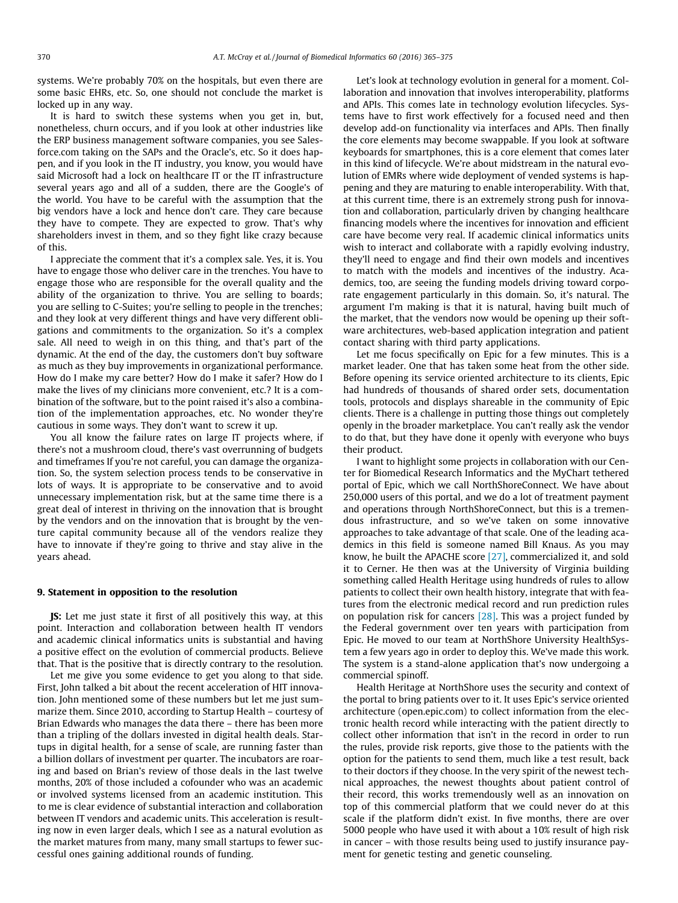systems. We're probably 70% on the hospitals, but even there are some basic EHRs, etc. So, one should not conclude the market is locked up in any way.

It is hard to switch these systems when you get in, but, nonetheless, churn occurs, and if you look at other industries like the ERP business management software companies, you see Salesforce.com taking on the SAPs and the Oracle's, etc. So it does happen, and if you look in the IT industry, you know, you would have said Microsoft had a lock on healthcare IT or the IT infrastructure several years ago and all of a sudden, there are the Google's of the world. You have to be careful with the assumption that the big vendors have a lock and hence don't care. They care because they have to compete. They are expected to grow. That's why shareholders invest in them, and so they fight like crazy because of this.

I appreciate the comment that it's a complex sale. Yes, it is. You have to engage those who deliver care in the trenches. You have to engage those who are responsible for the overall quality and the ability of the organization to thrive. You are selling to boards; you are selling to C-Suites; you're selling to people in the trenches; and they look at very different things and have very different obligations and commitments to the organization. So it's a complex sale. All need to weigh in on this thing, and that's part of the dynamic. At the end of the day, the customers don't buy software as much as they buy improvements in organizational performance. How do I make my care better? How do I make it safer? How do I make the lives of my clinicians more convenient, etc.? It is a combination of the software, but to the point raised it's also a combination of the implementation approaches, etc. No wonder they're cautious in some ways. They don't want to screw it up.

You all know the failure rates on large IT projects where, if there's not a mushroom cloud, there's vast overrunning of budgets and timeframes If you're not careful, you can damage the organization. So, the system selection process tends to be conservative in lots of ways. It is appropriate to be conservative and to avoid unnecessary implementation risk, but at the same time there is a great deal of interest in thriving on the innovation that is brought by the vendors and on the innovation that is brought by the venture capital community because all of the vendors realize they have to innovate if they're going to thrive and stay alive in the years ahead.

## 9. Statement in opposition to the resolution

**JS:** Let me just state it first of all positively this way, at this point. Interaction and collaboration between health IT vendors and academic clinical informatics units is substantial and having a positive effect on the evolution of commercial products. Believe that. That is the positive that is directly contrary to the resolution.

Let me give you some evidence to get you along to that side. First, John talked a bit about the recent acceleration of HIT innovation. John mentioned some of these numbers but let me just summarize them. Since 2010, according to Startup Health – courtesy of Brian Edwards who manages the data there – there has been more than a tripling of the dollars invested in digital health deals. Startups in digital health, for a sense of scale, are running faster than a billion dollars of investment per quarter. The incubators are roaring and based on Brian's review of those deals in the last twelve months, 20% of those included a cofounder who was an academic or involved systems licensed from an academic institution. This to me is clear evidence of substantial interaction and collaboration between IT vendors and academic units. This acceleration is resulting now in even larger deals, which I see as a natural evolution as the market matures from many, many small startups to fewer successful ones gaining additional rounds of funding.

Let's look at technology evolution in general for a moment. Collaboration and innovation that involves interoperability, platforms and APIs. This comes late in technology evolution lifecycles. Systems have to first work effectively for a focused need and then develop add-on functionality via interfaces and APIs. Then finally the core elements may become swappable. If you look at software keyboards for smartphones, this is a core element that comes later in this kind of lifecycle. We're about midstream in the natural evolution of EMRs where wide deployment of vended systems is happening and they are maturing to enable interoperability. With that, at this current time, there is an extremely strong push for innovation and collaboration, particularly driven by changing healthcare financing models where the incentives for innovation and efficient care have become very real. If academic clinical informatics units wish to interact and collaborate with a rapidly evolving industry, they'll need to engage and find their own models and incentives to match with the models and incentives of the industry. Academics, too, are seeing the funding models driving toward corporate engagement particularly in this domain. So, it's natural. The argument I'm making is that it is natural, having built much of the market, that the vendors now would be opening up their software architectures, web-based application integration and patient contact sharing with third party applications.

Let me focus specifically on Epic for a few minutes. This is a market leader. One that has taken some heat from the other side. Before opening its service oriented architecture to its clients, Epic had hundreds of thousands of shared order sets, documentation tools, protocols and displays shareable in the community of Epic clients. There is a challenge in putting those things out completely openly in the broader marketplace. You can't really ask the vendor to do that, but they have done it openly with everyone who buys their product.

I want to highlight some projects in collaboration with our Center for Biomedical Research Informatics and the MyChart tethered portal of Epic, which we call NorthShoreConnect. We have about 250,000 users of this portal, and we do a lot of treatment payment and operations through NorthShoreConnect, but this is a tremendous infrastructure, and so we've taken on some innovative approaches to take advantage of that scale. One of the leading academics in this field is someone named Bill Knaus. As you may know, he built the APACHE score [27], commercialized it, and sold it to Cerner. He then was at the University of Virginia building something called Health Heritage using hundreds of rules to allow patients to collect their own health history, integrate that with features from the electronic medical record and run prediction rules on population risk for cancers [28]. This was a project funded by the Federal government over ten years with participation from Epic. He moved to our team at NorthShore University HealthSystem a few years ago in order to deploy this. We've made this work. The system is a stand-alone application that's now undergoing a commercial spinoff.

Health Heritage at NorthShore uses the security and context of the portal to bring patients over to it. It uses Epic's service oriented architecture (open.epic.com) to collect information from the electronic health record while interacting with the patient directly to collect other information that isn't in the record in order to run the rules, provide risk reports, give those to the patients with the option for the patients to send them, much like a test result, back to their doctors if they choose. In the very spirit of the newest technical approaches, the newest thoughts about patient control of their record, this works tremendously well as an innovation on top of this commercial platform that we could never do at this scale if the platform didn't exist. In five months, there are over 5000 people who have used it with about a 10% result of high risk in cancer – with those results being used to justify insurance payment for genetic testing and genetic counseling.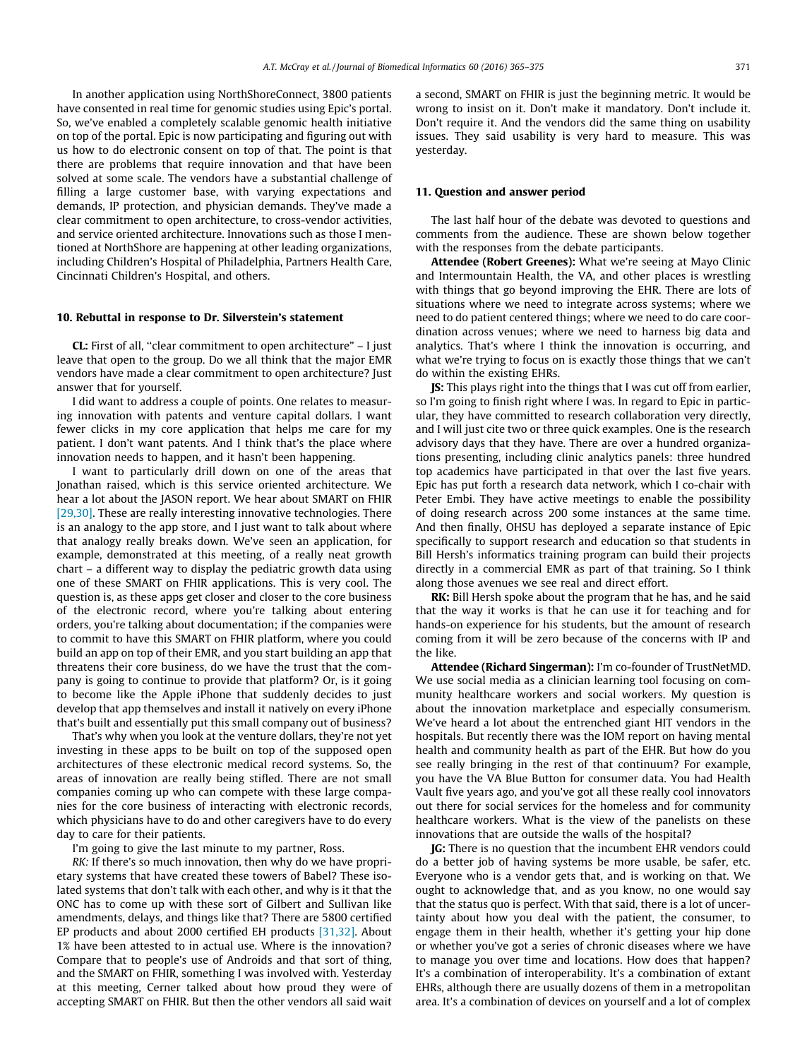In another application using NorthShoreConnect, 3800 patients have consented in real time for genomic studies using Epic's portal. So, we've enabled a completely scalable genomic health initiative on top of the portal. Epic is now participating and figuring out with us how to do electronic consent on top of that. The point is that there are problems that require innovation and that have been solved at some scale. The vendors have a substantial challenge of filling a large customer base, with varying expectations and demands, IP protection, and physician demands. They've made a clear commitment to open architecture, to cross-vendor activities, and service oriented architecture. Innovations such as those I mentioned at NorthShore are happening at other leading organizations, including Children's Hospital of Philadelphia, Partners Health Care, Cincinnati Children's Hospital, and others.

## 10. Rebuttal in response to Dr. Silverstein's statement

**CL:** First of all, ''clear commitment to open architecture" – I just leave that open to the group. Do we all think that the major EMR vendors have made a clear commitment to open architecture? Just answer that for yourself.

I did want to address a couple of points. One relates to measuring innovation with patents and venture capital dollars. I want fewer clicks in my core application that helps me care for my patient. I don't want patents. And I think that's the place where innovation needs to happen, and it hasn't been happening.

I want to particularly drill down on one of the areas that Jonathan raised, which is this service oriented architecture. We hear a lot about the JASON report. We hear about SMART on FHIR [29,30]. These are really interesting innovative technologies. There is an analogy to the app store, and I just want to talk about where that analogy really breaks down. We've seen an application, for example, demonstrated at this meeting, of a really neat growth chart – a different way to display the pediatric growth data using one of these SMART on FHIR applications. This is very cool. The question is, as these apps get closer and closer to the core business of the electronic record, where you're talking about entering orders, you're talking about documentation; if the companies were to commit to have this SMART on FHIR platform, where you could build an app on top of their EMR, and you start building an app that threatens their core business, do we have the trust that the company is going to continue to provide that platform? Or, is it going to become like the Apple iPhone that suddenly decides to just develop that app themselves and install it natively on every iPhone that's built and essentially put this small company out of business?

That's why when you look at the venture dollars, they're not yet investing in these apps to be built on top of the supposed open architectures of these electronic medical record systems. So, the areas of innovation are really being stifled. There are not small companies coming up who can compete with these large companies for the core business of interacting with electronic records, which physicians have to do and other caregivers have to do every day to care for their patients.

I'm going to give the last minute to my partner, Ross.

*RK:* If there's so much innovation, then why do we have proprietary systems that have created these towers of Babel? These isolated systems that don't talk with each other, and why is it that the ONC has to come up with these sort of Gilbert and Sullivan like amendments, delays, and things like that? There are 5800 certified EP products and about 2000 certified EH products [31,32]. About 1% have been attested to in actual use. Where is the innovation? Compare that to people's use of Androids and that sort of thing, and the SMART on FHIR, something I was involved with. Yesterday at this meeting, Cerner talked about how proud they were of accepting SMART on FHIR. But then the other vendors all said wait a second, SMART on FHIR is just the beginning metric. It would be wrong to insist on it. Don't make it mandatory. Don't include it. Don't require it. And the vendors did the same thing on usability issues. They said usability is very hard to measure. This was yesterday.

## 11. Question and answer period

The last half hour of the debate was devoted to questions and comments from the audience. These are shown below together with the responses from the debate participants.

**Attendee (Robert Greenes):** What we're seeing at Mayo Clinic and Intermountain Health, the VA, and other places is wrestling with things that go beyond improving the EHR. There are lots of situations where we need to integrate across systems; where we need to do patient centered things; where we need to do care coordination across venues; where we need to harness big data and analytics. That's where I think the innovation is occurring, and what we're trying to focus on is exactly those things that we can't do within the existing EHRs.

**JS:** This plays right into the things that I was cut off from earlier, so I'm going to finish right where I was. In regard to Epic in particular, they have committed to research collaboration very directly, and I will just cite two or three quick examples. One is the research advisory days that they have. There are over a hundred organizations presenting, including clinic analytics panels: three hundred top academics have participated in that over the last five years. Epic has put forth a research data network, which I co-chair with Peter Embi. They have active meetings to enable the possibility of doing research across 200 some instances at the same time. And then finally, OHSU has deployed a separate instance of Epic specifically to support research and education so that students in Bill Hersh's informatics training program can build their projects directly in a commercial EMR as part of that training. So I think along those avenues we see real and direct effort.

**RK:** Bill Hersh spoke about the program that he has, and he said that the way it works is that he can use it for teaching and for hands-on experience for his students, but the amount of research coming from it will be zero because of the concerns with IP and the like.

**Attendee (Richard Singerman):** I'm co-founder of TrustNetMD. We use social media as a clinician learning tool focusing on community healthcare workers and social workers. My question is about the innovation marketplace and especially consumerism. We've heard a lot about the entrenched giant HIT vendors in the hospitals. But recently there was the IOM report on having mental health and community health as part of the EHR. But how do you see really bringing in the rest of that continuum? For example, you have the VA Blue Button for consumer data. You had Health Vault five years ago, and you've got all these really cool innovators out there for social services for the homeless and for community healthcare workers. What is the view of the panelists on these innovations that are outside the walls of the hospital?

**JG:** There is no question that the incumbent EHR vendors could do a better job of having systems be more usable, be safer, etc. Everyone who is a vendor gets that, and is working on that. We ought to acknowledge that, and as you know, no one would say that the status quo is perfect. With that said, there is a lot of uncertainty about how you deal with the patient, the consumer, to engage them in their health, whether it's getting your hip done or whether you've got a series of chronic diseases where we have to manage you over time and locations. How does that happen? It's a combination of interoperability. It's a combination of extant EHRs, although there are usually dozens of them in a metropolitan area. It's a combination of devices on yourself and a lot of complex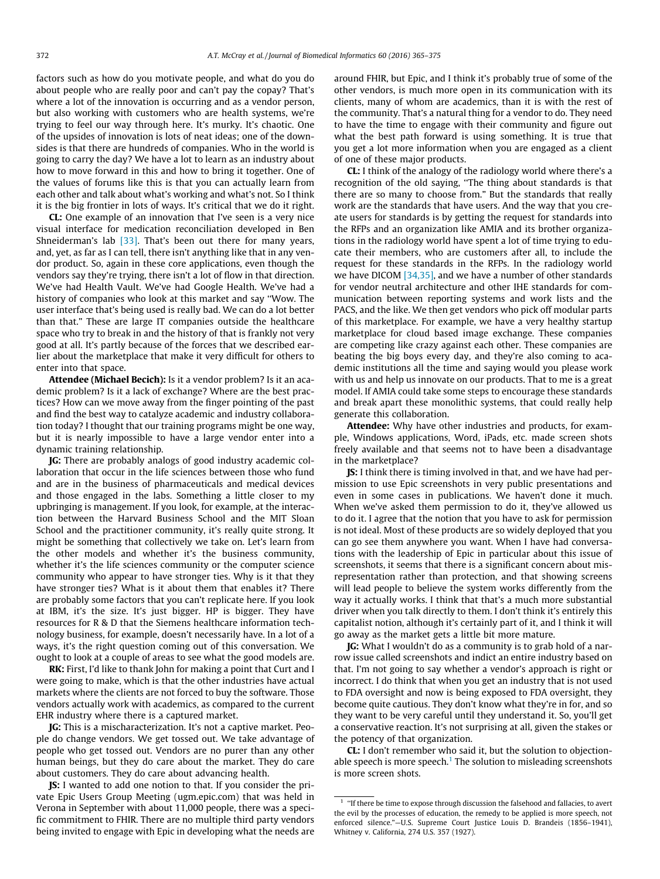factors such as how do you motivate people, and what do you do about people who are really poor and can't pay the copay? That's where a lot of the innovation is occurring and as a vendor person, but also working with customers who are health systems, we're trying to feel our way through here. It's murky. It's chaotic. One of the upsides of innovation is lots of neat ideas; one of the downsides is that there are hundreds of companies. Who in the world is going to carry the day? We have a lot to learn as an industry about how to move forward in this and how to bring it together. One of the values of forums like this is that you can actually learn from each other and talk about what's working and what's not. So I think it is the big frontier in lots of ways. It's critical that we do it right.

**CL:** One example of an innovation that I've seen is a very nice visual interface for medication reconciliation developed in Ben Shneiderman's lab [33]. That's been out there for many years, and, yet, as far as I can tell, there isn't anything like that in any vendor product. So, again in these core applications, even though the vendors say they're trying, there isn't a lot of flow in that direction. We've had Health Vault. We've had Google Health. We've had a history of companies who look at this market and say ''Wow. The user interface that's being used is really bad. We can do a lot better than that." These are large IT companies outside the healthcare space who try to break in and the history of that is frankly not very good at all. It's partly because of the forces that we described earlier about the marketplace that make it very difficult for others to enter into that space.

**Attendee (Michael Becich):** Is it a vendor problem? Is it an academic problem? Is it a lack of exchange? Where are the best practices? How can we move away from the finger pointing of the past and find the best way to catalyze academic and industry collaboration today? I thought that our training programs might be one way, but it is nearly impossible to have a large vendor enter into a dynamic training relationship.

**JG:** There are probably analogs of good industry academic collaboration that occur in the life sciences between those who fund and are in the business of pharmaceuticals and medical devices and those engaged in the labs. Something a little closer to my upbringing is management. If you look, for example, at the interaction between the Harvard Business School and the MIT Sloan School and the practitioner community, it's really quite strong. It might be something that collectively we take on. Let's learn from the other models and whether it's the business community, whether it's the life sciences community or the computer science community who appear to have stronger ties. Why is it that they have stronger ties? What is it about them that enables it? There are probably some factors that you can't replicate here. If you look at IBM, it's the size. It's just bigger. HP is bigger. They have resources for R & D that the Siemens healthcare information technology business, for example, doesn't necessarily have. In a lot of a ways, it's the right question coming out of this conversation. We ought to look at a couple of areas to see what the good models are.

**RK:** First, I'd like to thank John for making a point that Curt and I were going to make, which is that the other industries have actual markets where the clients are not forced to buy the software. Those vendors actually work with academics, as compared to the current EHR industry where there is a captured market.

**JG:** This is a mischaracterization. It's not a captive market. People do change vendors. We get tossed out. We take advantage of people who get tossed out. Vendors are no purer than any other human beings, but they do care about the market. They do care about customers. They do care about advancing health.

**JS:** I wanted to add one notion to that. If you consider the private Epic Users Group Meeting (ugm.epic.com) that was held in Verona in September with about 11,000 people, there was a specific commitment to FHIR. There are no multiple third party vendors being invited to engage with Epic in developing what the needs are around FHIR, but Epic, and I think it's probably true of some of the other vendors, is much more open in its communication with its clients, many of whom are academics, than it is with the rest of the community. That's a natural thing for a vendor to do. They need to have the time to engage with their community and figure out what the best path forward is using something. It is true that you get a lot more information when you are engaged as a client of one of these major products.

**CL:** I think of the analogy of the radiology world where there's a recognition of the old saying, ''The thing about standards is that there are so many to choose from." But the standards that really work are the standards that have users. And the way that you create users for standards is by getting the request for standards into the RFPs and an organization like AMIA and its brother organizations in the radiology world have spent a lot of time trying to educate their members, who are customers after all, to include the request for these standards in the RFPs. In the radiology world we have DICOM [34,35], and we have a number of other standards for vendor neutral architecture and other IHE standards for communication between reporting systems and work lists and the PACS, and the like. We then get vendors who pick off modular parts of this marketplace. For example, we have a very healthy startup marketplace for cloud based image exchange. These companies are competing like crazy against each other. These companies are beating the big boys every day, and they're also coming to academic institutions all the time and saying would you please work with us and help us innovate on our products. That to me is a great model. If AMIA could take some steps to encourage these standards and break apart these monolithic systems, that could really help generate this collaboration.

**Attendee:** Why have other industries and products, for example, Windows applications, Word, iPads, etc. made screen shots freely available and that seems not to have been a disadvantage in the marketplace?

**JS:** I think there is timing involved in that, and we have had permission to use Epic screenshots in very public presentations and even in some cases in publications. We haven't done it much. When we've asked them permission to do it, they've allowed us to do it. I agree that the notion that you have to ask for permission is not ideal. Most of these products are so widely deployed that you can go see them anywhere you want. When I have had conversations with the leadership of Epic in particular about this issue of screenshots, it seems that there is a significant concern about misrepresentation rather than protection, and that showing screens will lead people to believe the system works differently from the way it actually works. I think that that's a much more substantial driver when you talk directly to them. I don't think it's entirely this capitalist notion, although it's certainly part of it, and I think it will go away as the market gets a little bit more mature.

**JG:** What I wouldn't do as a community is to grab hold of a narrow issue called screenshots and indict an entire industry based on that. I'm not going to say whether a vendor's approach is right or incorrect. I do think that when you get an industry that is not used to FDA oversight and now is being exposed to FDA oversight, they become quite cautious. They don't know what they're in for, and so they want to be very careful until they understand it. So, you'll get a conservative reaction. It's not surprising at all, given the stakes or the potency of that organization.

**CL:** I don't remember who said it, but the solution to objectionable speech is more speech.[1] The solution to misleading screenshots is more screen shots.

[1] ''If there be time to expose through discussion the falsehood and fallacies, to avert the evil by the processes of education, the remedy to be applied is more speech, not enforced silence."—U.S. Supreme Court Justice Louis D. Brandeis (1856–1941), Whitney v. California, 274 U.S. 357 (1927).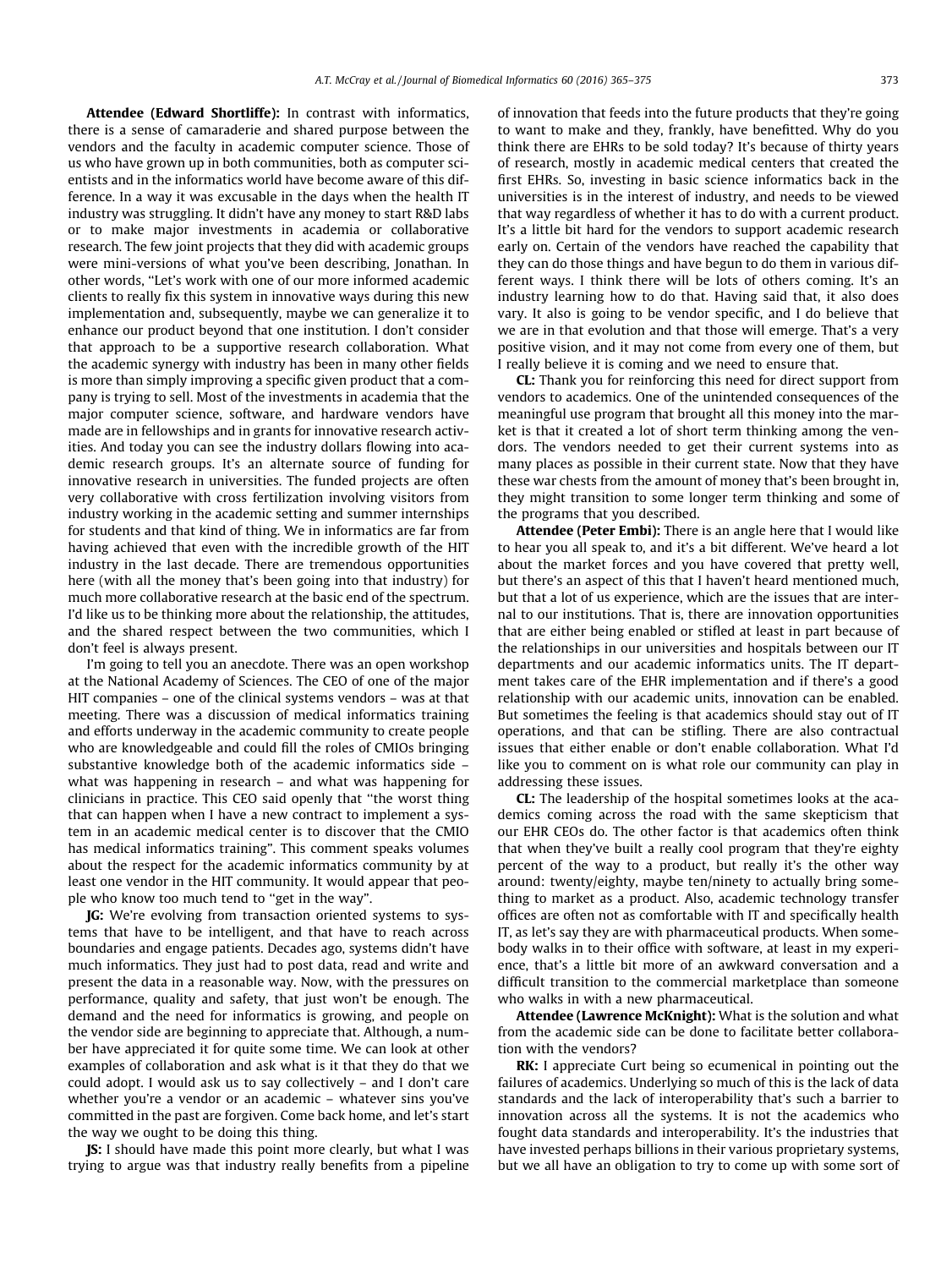**Attendee (Edward Shortliffe):** In contrast with informatics, there is a sense of camaraderie and shared purpose between the vendors and the faculty in academic computer science. Those of us who have grown up in both communities, both as computer scientists and in the informatics world have become aware of this difference. In a way it was excusable in the days when the health IT industry was struggling. It didn't have any money to start R&D labs or to make major investments in academia or collaborative research. The few joint projects that they did with academic groups were mini-versions of what you've been describing, Jonathan. In other words, "Let's work with one of our more informed academic clients to really fix this system in innovative ways during this new implementation and, subsequently, maybe we can generalize it to enhance our product beyond that one institution. I don't consider that approach to be a supportive research collaboration. What the academic synergy with industry has been in many other fields is more than simply improving a specific given product that a company is trying to sell. Most of the investments in academia that the major computer science, software, and hardware vendors have made are in fellowships and in grants for innovative research activities. And today you can see the industry dollars flowing into academic research groups. It's an alternate source of funding for innovative research in universities. The funded projects are often very collaborative with cross fertilization involving visitors from industry working in the academic setting and summer internships for students and that kind of thing. We in informatics are far from having achieved that even with the incredible growth of the HIT industry in the last decade. There are tremendous opportunities here (with all the money that's been going into that industry) for much more collaborative research at the basic end of the spectrum. I'd like us to be thinking more about the relationship, the attitudes, and the shared respect between the two communities, which I don't feel is always present.

I'm going to tell you an anecdote. There was an open workshop at the National Academy of Sciences. The CEO of one of the major HIT companies – one of the clinical systems vendors – was at that meeting. There was a discussion of medical informatics training and efforts underway in the academic community to create people who are knowledgeable and could fill the roles of CMIOs bringing substantive knowledge both of the academic informatics side – what was happening in research – and what was happening for clinicians in practice. This CEO said openly that "the worst thing that can happen when I have a new contract to implement a system in an academic medical center is to discover that the CMIO has medical informatics training". This comment speaks volumes about the respect for the academic informatics community by at least one vendor in the HIT community. It would appear that people who know too much tend to "get in the way".

**JG:** We're evolving from transaction oriented systems to systems that have to be intelligent, and that have to reach across boundaries and engage patients. Decades ago, systems didn't have much informatics. They just had to post data, read and write and present the data in a reasonable way. Now, with the pressures on performance, quality and safety, that just won't be enough. The demand and the need for informatics is growing, and people on the vendor side are beginning to appreciate that. Although, a number have appreciated it for quite some time. We can look at other examples of collaboration and ask what is it that they do that we could adopt. I would ask us to say collectively – and I don't care whether you're a vendor or an academic – whatever sins you've committed in the past are forgiven. Come back home, and let's start the way we ought to be doing this thing.

**JS:** I should have made this point more clearly, but what I was trying to argue was that industry really benefits from a pipeline of innovation that feeds into the future products that they're going to want to make and they, frankly, have benefitted. Why do you think there are EHRs to be sold today? It's because of thirty years of research, mostly in academic medical centers that created the first EHRs. So, investing in basic science informatics back in the universities is in the interest of industry, and needs to be viewed that way regardless of whether it has to do with a current product. It's a little bit hard for the vendors to support academic research early on. Certain of the vendors have reached the capability that they can do those things and have begun to do them in various different ways. I think there will be lots of others coming. It's an industry learning how to do that. Having said that, it also does vary. It also is going to be vendor specific, and I do believe that we are in that evolution and that those will emerge. That's a very positive vision, and it may not come from every one of them, but I really believe it is coming and we need to ensure that.

**CL:** Thank you for reinforcing this need for direct support from vendors to academics. One of the unintended consequences of the meaningful use program that brought all this money into the market is that it created a lot of short term thinking among the vendors. The vendors needed to get their current systems into as many places as possible in their current state. Now that they have these war chests from the amount of money that's been brought in, they might transition to some longer term thinking and some of the programs that you described.

**Attendee (Peter Embi):** There is an angle here that I would like to hear you all speak to, and it's a bit different. We've heard a lot about the market forces and you have covered that pretty well, but there's an aspect of this that I haven't heard mentioned much, but that a lot of us experience, which are the issues that are internal to our institutions. That is, there are innovation opportunities that are either being enabled or stifled at least in part because of the relationships in our universities and hospitals between our IT departments and our academic informatics units. The IT department takes care of the EHR implementation and if there's a good relationship with our academic units, innovation can be enabled. But sometimes the feeling is that academics should stay out of IT operations, and that can be stifling. There are also contractual issues that either enable or don't enable collaboration. What I'd like you to comment on is what role our community can play in addressing these issues.

**CL:** The leadership of the hospital sometimes looks at the academics coming across the road with the same skepticism that our EHR CEOs do. The other factor is that academics often think that when they've built a really cool program that they're eighty percent of the way to a product, but really it's the other way around: twenty/eighty, maybe ten/ninety to actually bring something to market as a product. Also, academic technology transfer offices are often not as comfortable with IT and specifically health IT, as let's say they are with pharmaceutical products. When somebody walks in to their office with software, at least in my experience, that's a little bit more of an awkward conversation and a difficult transition to the commercial marketplace than someone who walks in with a new pharmaceutical.

**Attendee (Lawrence McKnight):** What is the solution and what from the academic side can be done to facilitate better collaboration with the vendors?

**RK:** I appreciate Curt being so ecumenical in pointing out the failures of academics. Underlying so much of this is the lack of data standards and the lack of interoperability that's such a barrier to innovation across all the systems. It is not the academics who fought data standards and interoperability. It's the industries that have invested perhaps billions in their various proprietary systems, but we all have an obligation to try to come up with some sort of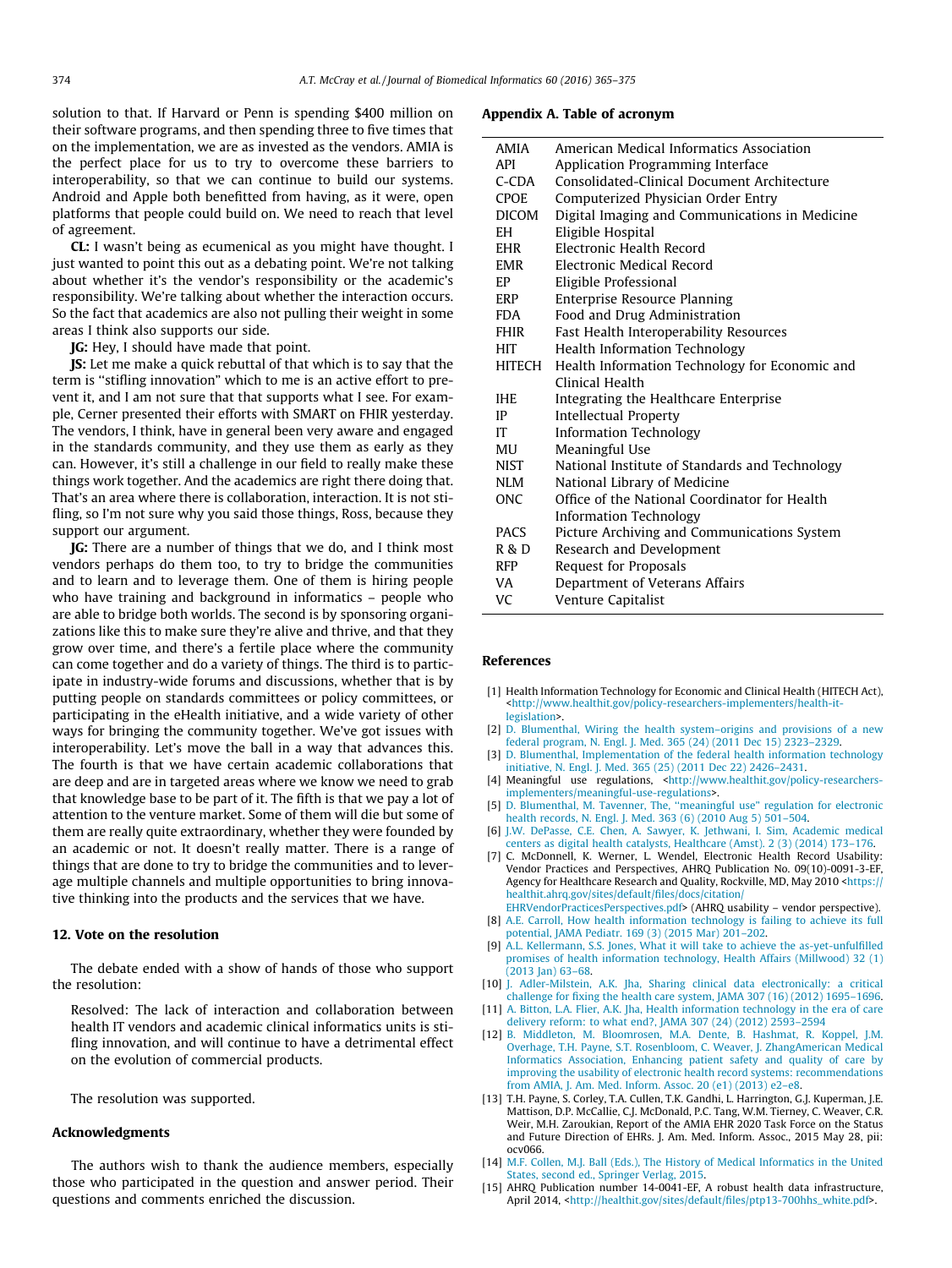solution to that. If Harvard or Penn is spending $400 million on their software programs, and then spending three to five times that on the implementation, we are as invested as the vendors. AMIA is the perfect place for us to try to overcome these barriers to interoperability, so that we can continue to build our systems. Android and Apple both benefitted from having, as it were, open platforms that people could build on. We need to reach that level of agreement.

**CL:** I wasn't being as ecumenical as you might have thought. I just wanted to point this out as a debating point. We're not talking about whether it's the vendor's responsibility or the academic's responsibility. We're talking about whether the interaction occurs. So the fact that academics are also not pulling their weight in some areas I think also supports our side.

**JG:** Hey, I should have made that point.

**JS:** Let me make a quick rebuttal of that which is to say that the term is "stifling innovation" which to me is an active effort to prevent it, and I am not sure that that supports what I see. For example, Cerner presented their efforts with SMART on FHIR yesterday. The vendors, I think, have in general been very aware and engaged in the standards community, and they use them as early as they can. However, it's still a challenge in our field to really make these things work together. And the academics are right there doing that. That's an area where there is collaboration, interaction. It is not stifling, so I'm not sure why you said those things, Ross, because they support our argument.

**JG:** There are a number of things that we do, and I think most vendors perhaps do them too, to try to bridge the communities and to learn and to leverage them. One of them is hiring people who have training and background in informatics – people who are able to bridge both worlds. The second is by sponsoring organizations like this to make sure they're alive and thrive, and that they grow over time, and there's a fertile place where the community can come together and do a variety of things. The third is to participate in industry-wide forums and discussions, whether that is by putting people on standards committees or policy committees, or participating in the eHealth initiative, and a wide variety of other ways for bringing the community together. We've got issues with interoperability. Let's move the ball in a way that advances this. The fourth is that we have certain academic collaborations that are deep and are in targeted areas where we know we need to grab that knowledge base to be part of it. The fifth is that we pay a lot of attention to the venture market. Some of them will die but some of them are really quite extraordinary, whether they were founded by an academic or not. It doesn't really matter. There is a range of things that are done to try to bridge the communities and to leverage multiple channels and multiple opportunities to bring innovative thinking into the products and the services that we have.

## 12. Vote on the resolution

The debate ended with a show of hands of those who support the resolution:

> Resolved: The lack of interaction and collaboration between health IT vendors and academic clinical informatics units is stifling innovation, and will continue to have a detrimental effect on the evolution of commercial products.

The resolution was supported.

## Acknowledgments

The authors wish to thank the audience members, especially those who participated in the question and answer period. Their questions and comments enriched the discussion.

## Appendix A. Table of acronym

| | |
|---|---|
| AMIA | American Medical Informatics Association |
| API | Application Programming Interface |
| C-CDA | Consolidated-Clinical Document Architecture |
| CPOE | Computerized Physician Order Entry |
| DICOM | Digital Imaging and Communications in Medicine |
| EH | Eligible Hospital |
| EHR | Electronic Health Record |
| EMR | Electronic Medical Record |
| EP | Eligible Professional |
| ERP | Enterprise Resource Planning |
| FDA | Food and Drug Administration |
| FHIR | Fast Health Interoperability Resources |
| HIT | Health Information Technology |
| HITECH | Health Information Technology for Economic and Clinical Health |
| IHE | Integrating the Healthcare Enterprise |
| IP | Intellectual Property |
| IT | Information Technology |
| MU | Meaningful Use |
| NIST | National Institute of Standards and Technology |
| NLM | National Library of Medicine |
| ONC | Office of the National Coordinator for Health Information Technology |
| PACS | Picture Archiving and Communications System |
| R & D | Research and Development |
| RFP | Request for Proposals |
| VA | Department of Veterans Affairs |
| VC | Venture Capitalist |

## References

[1] Health Information Technology for Economic and Clinical Health (HITECH Act), <http://www.healthit.gov/policy-researchers-implementers/health-it-legislation>.

[2] D. Blumenthal, Wiring the health system–origins and provisions of a new federal program, N. Engl. J. Med. 365 (24) (2011 Dec 15) 2323–2329.

[3] D. Blumenthal, Implementation of the federal health information technology initiative, N. Engl. J. Med. 365 (25) (2011 Dec 22) 2426–2431.

[4] Meaningful use regulations, <http://www.healthit.gov/policy-researchers-implementers/meaningful-use-regulations>.

[5] D. Blumenthal, M. Tavenner, The, "meaningful use" regulation for electronic health records, N. Engl. J. Med. 363 (6) (2010 Aug 5) 501–504.

[6] J.W. DePasse, C.E. Chen, A. Sawyer, K. Jethwani, I. Sim, Academic medical centers as digital health catalysts, Healthcare (Amst). 2 (3) (2014) 173–176.

[7] C. McDonnell, K. Werner, L. Wendel, Electronic Health Record Usability: Vendor Practices and Perspectives, AHRQ Publication No. 09(10)-0091-3-EF, Agency for Healthcare Research and Quality, Rockville, MD, May 2010 <https://healthit.ahrq.gov/sites/default/files/docs/citation/EHRVendorPracticesPerspectives.pdf> (AHRQ usability – vendor perspective).

[8] A.E. Carroll, How health information technology is failing to achieve its full potential, JAMA Pediatr. 169 (3) (2015 Mar) 201–202.

[9] A.L. Kellermann, S.S. Jones, What it will take to achieve the as-yet-unfulfilled promises of health information technology, Health Affairs (Millwood) 32 (1) (2013 Jan) 63–68.

[10] J. Adler-Milstein, A.K. Jha, Sharing clinical data electronically: a critical challenge for fixing the health care system, JAMA 307 (16) (2012) 1695–1696.

[11] A. Bitton, L.A. Flier, A.K. Jha, Health information technology in the era of care delivery reform: to what end?, JAMA 307 (24) (2012) 2593–2594

[12] B. Middleton, M. Bloomrosen, M.A. Dente, B. Hashmat, R. Koppel, J.M. Overhage, T.H. Payne, S.T. Rosenbloom, C. Weaver, J. ZhangAmerican Medical Informatics Association, Enhancing patient safety and quality of care by improving the usability of electronic health record systems: recommendations from AMIA, J. Am. Med. Inform. Assoc. 20 (e1) (2013) e2–e8.

[13] T.H. Payne, S. Corley, T.A. Cullen, T.K. Gandhi, L. Harrington, G.J. Kuperman, J.E. Mattison, D.P. McCallie, C.J. McDonald, P.C. Tang, W.M. Tierney, C. Weaver, C.R. Weir, M.H. Zaroukian, Report of the AMIA EHR 2020 Task Force on the Status and Future Direction of EHRs. J. Am. Med. Inform. Assoc., 2015 May 28, pii: ocv066.

[14] M.F. Collen, M.J. Ball (Eds.), The History of Medical Informatics in the United States, second ed., Springer Verlag, 2015.

[15] AHRQ Publication number 14-0041-EF, A robust health data infrastructure, April 2014, <http://healthit.gov/sites/default/files/ptp13-700hhs_white.pdf>.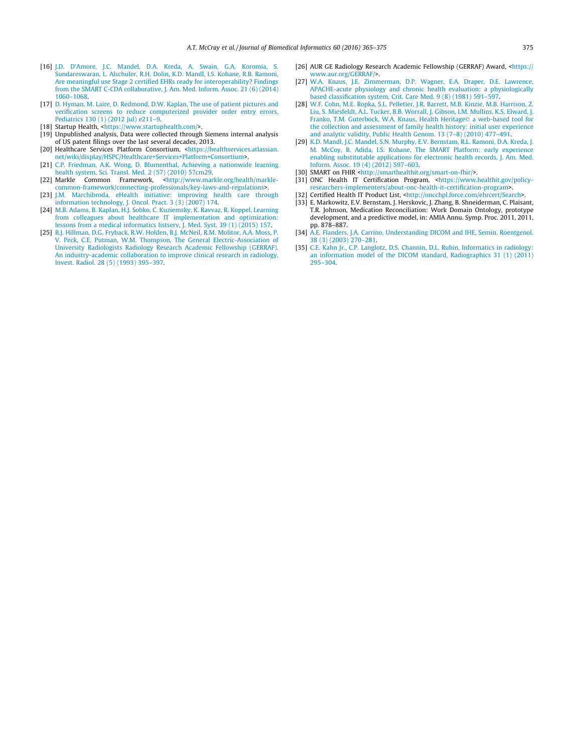[16] J.D. D'Amore, J.C. Mandel, D.A. Kreda, A. Swain, G.A. Koromia, S. Sundareswaran, L. Alschuler, R.H. Dolin, K.D. Mandl, I.S. Kohane, R.B. Ramoni, Are meaningful use Stage 2 certified EHRs ready for interoperability? Findings from the SMART C-CDA collaborative, J. Am. Med. Inform. Assoc. 21 (6) (2014) 1060–1068.

[17] D. Hyman, M. Laire, D. Redmond, D.W. Kaplan, The use of patient pictures and verification screens to reduce computerized provider order entry errors, Pediatrics 130 (1) (2012 Jul) e211–9.

[18] Startup Health, <https://www.startuphealth.com/>.

[19] Unpublished analysis, Data were collected through Siemens internal analysis of US patent filings over the last several decades, 2013.

[20] Healthcare Services Platform Consortium, <https://healthservices.atlassian.net/wiki/display/HSPC/Healthcare+Services+Platform+Consortium>.

[21] C.P. Friedman, A.K. Wong, D. Blumenthal, Achieving a nationwide learning health system, Sci. Transl. Med. 2 (57) (2010) 57cm29.

[22] Markle Common Framework, <http://www.markle.org/health/markle-common-framework/connecting-professionals/key-laws-and-regulations>.

[23] J.M. Marchibroda, eHealth initiative: improving health care through information technology, J. Oncol. Pract. 3 (3) (2007) 174.

[24] M.B. Adams, B. Kaplan, H.J. Sobko, C. Kuziemsky, K. Ravvaz, R. Koppel, Learning from colleagues about healthcare IT implementation and optimization: lessons from a medical informatics listserv, J. Med. Syst. 39 (1) (2015) 157.

[25] B.J. Hillman, D.G. Fryback, R.W. Holden, B.J. McNeil, R.M. Molitor, A.A. Moss, P. V. Peck, C.E. Putman, W.M. Thompson, The General Electric-Association of University Radiologists Radiology Research Academic Fellowship (GERRAF). An industry-academic collaboration to improve clinical research in radiology, Invest. Radiol. 28 (5) (1993) 395–397.

[26] AUR GE Radiology Research Academic Fellowship (GERRAF) Award, <https://www.aur.org/GERRAF/>.

[27] W.A. Knaus, J.E. Zimmerman, D.P. Wagner, E.A. Draper, D.E. Lawrence, APACHE-acute physiology and chronic health evaluation: a physiologically based classification system, Crit. Care Med. 9 (8) (1981) 591–597.

[28] W.F. Cohn, M.E. Ropka, S.L. Pelletier, J.R. Barrett, M.B. Kinzie, M.B. Harrison, Z. Liu, S. Miesfeldt, A.L. Tucker, B.B. Worrall, J. Gibson, I.M. Mullins, K.S. Elward, J. Franko, T.M. Guterbock, W.A. Knaus, Health Heritage© a web-based tool for the collection and assessment of family health history: initial user experience and analytic validity, Public Health Genom. 13 (7–8) (2010) 477–491.

[29] K.D. Mandl, J.C. Mandel, S.N. Murphy, E.V. Bernstam, R.L. Ramoni, D.A. Kreda, J. M. McCoy, B. Adida, I.S. Kohane, The SMART Platform: early experience enabling substitutable applications for electronic health records, J. Am. Med. Inform. Assoc. 19 (4) (2012) 597–603.

[30] SMART on FHIR <http://smarthealthit.org/smart-on-fhir/>.

[31] ONC Health IT Certification Program, <https://www.healthit.gov/policy-researchers-implementers/about-onc-health-it-certification-program>.

[32] Certified Health IT Product List, <http://oncchpl.force.com/ehrcert/Search>.

[33] E. Markowitz, E.V. Bernstam, J. Herskovic, J. Zhang, B. Shneiderman, C. Plaisant, T.R. Johnson, Medication Reconciliation: Work Domain Ontology, prototype development, and a predictive model, in: AMIA Annu. Symp. Proc. 2011, 2011, pp. 878–887.

[34] A.E. Flanders, J.A. Carrino, Understanding DICOM and IHE, Semin. Roentgenol. 38 (3) (2003) 270–281.

[35] C.E. Kahn Jr., C.P. Langlotz, D.S. Channin, D.L. Rubin, Informatics in radiology: an information model of the DICOM standard, Radiographics 31 (1) (2011) 295–304.